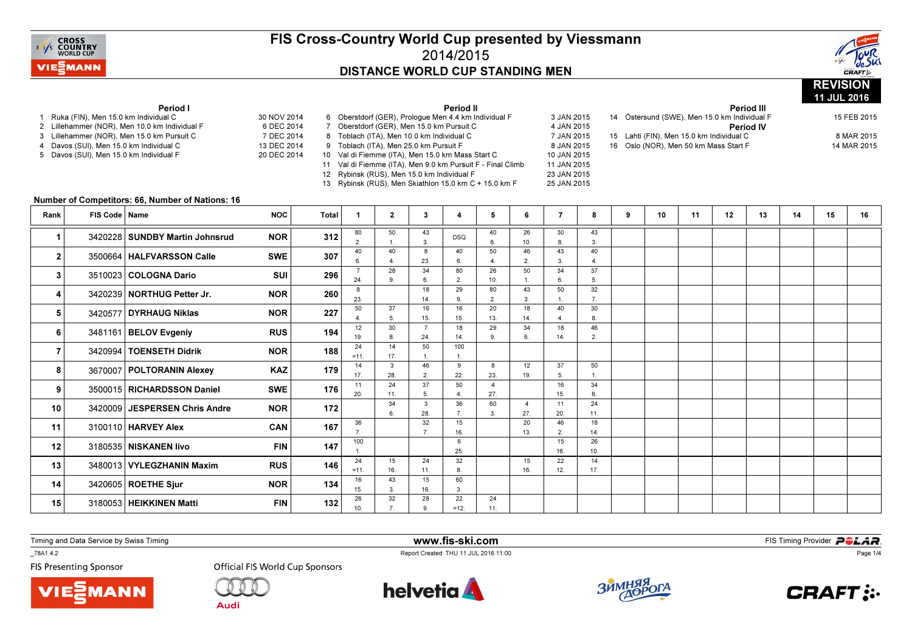# FIS Cross-Country World Cup presented by Viessmann

## 2014/2015

## DISTANCE WORLD CUP STANDING MEN

**REVISION 11 JUL 2016**

**Period I**

1 Ruka (FIN), Men 15.0 km Individual C — 30 NOV 2014
2 Lillehammer (NOR), Men 10.0 km Individual F — 6 DEC 2014
3 Lillehammer (NOR), Men 15.0 km Pursuit C — 7 DEC 2014
4 Davos (SUI), Men 15.0 km Individual C — 13 DEC 2014
5 Davos (SUI), Men 15.0 km Individual F — 20 DEC 2014

**Period II**

6 Oberstdorf (GER), Prologue Men 4.4 km Individual F — 3 JAN 2015
7 Oberstdorf (GER), Men 15.0 km Pursuit C — 4 JAN 2015
8 Toblach (ITA), Men 10.0 km Individual C — 7 JAN 2015
9 Toblach (ITA), Men 25.0 km Pursuit F — 8 JAN 2015
10 Val di Fiemme (ITA), Men 15.0 km Mass Start C — 10 JAN 2015
11 Val di Fiemme (ITA), Men 9.0 km Pursuit F - Final Climb — 11 JAN 2015
12 Rybinsk (RUS), Men 15.0 km Individual F — 23 JAN 2015
13 Rybinsk (RUS), Men Skiathlon 15.0 km C + 15.0 km F — 25 JAN 2015

**Period III**

14 Östersund (SWE), Men 15.0 km Individual F — 15 FEB 2015

**Period IV**

15 Lahti (FIN), Men 15.0 km Individual C — 8 MAR 2015
16 Oslo (NOR), Men 50 km Mass Start F — 14 MAR 2015

**Number of Competitors: 66, Number of Nations: 16**

| Rank | FIS Code | Name | NOC | Total | 1 | 2 | 3 | 4 | 5 | 6 | 7 | 8 | 9 | 10 | 11 | 12 | 13 | 14 | 15 | 16 |
|---|---|---|---|---|---|---|---|---|---|---|---|---|---|---|---|---|---|---|---|---|
| 1 | 3420228 | SUNDBY Martin Johnsrud | NOR | 312 | 80 2. | 50 1. | 43 3. | DSQ | 40 6. | 26 10. | 30 8. | 43 3. | | | | | | | | |
| 2 | 3500664 | HALFVARSSON Calle | SWE | 307 | 40 6. | 40 4. | 8 23. | 40 6. | 50 4. | 46 2. | 43 3. | 40 4. | | | | | | | | |
| 3 | 3510023 | COLOGNA Dario | SUI | 296 | 7 24. | 28 9. | 34 6. | 80 2. | 26 10. | 50 1. | 34 6. | 37 5. | | | | | | | | |
| 4 | 3420239 | NORTHUG Petter Jr. | NOR | 260 | 8 23. | | 18 14. | 29 9. | 80 2. | 43 3. | 50 1. | 32 7. | | | | | | | | |
| 5 | 3420577 | DYRHAUG Niklas | NOR | 227 | 50 4. | 37 5. | 16 15. | 16 15. | 20 13. | 18 14. | 40 4. | 30 8. | | | | | | | | |
| 6 | 3481161 | BELOV Evgeniy | RUS | 194 | 12 19. | 30 8. | 7 24. | 18 14. | 29 9. | 34 6. | 18 14. | 46 2. | | | | | | | | |
| 7 | 3420994 | TOENSETH Didrik | NOR | 188 | 24 =11. | 14 17. | 50 1. | 100 1. | | | | | | | | | | | | |
| 8 | 3670007 | POLTORANIN Alexey | KAZ | 179 | 14 17. | 3 28. | 46 2. | 9 22. | 8 23. | 12 19. | 37 5. | 50 1. | | | | | | | | |
| 9 | 3500015 | RICHARDSSON Daniel | SWE | 176 | 11 20. | 24 11. | 37 5. | 50 4. | 4 27. | | 16 15. | 34 6. | | | | | | | | |
| 10 | 3420009 | JESPERSEN Chris Andre | NOR | 172 | | 34 6. | 3 28. | 36 7. | 60 3. | 4 27. | 11 20. | 24 11. | | | | | | | | |
| 11 | 3100110 | HARVEY Alex | CAN | 167 | 36 7. | | 32 7. | 15 16. | | 20 13. | 46 2. | 18 14. | | | | | | | | |
| 12 | 3180535 | NISKANEN Iivo | FIN | 147 | 100 1. | | | 6 25. | | | 15 16. | 26 10. | | | | | | | | |
| 13 | 3480013 | VYLEGZHANIN Maxim | RUS | 146 | 24 =11. | 15 16. | 24 11. | 32 8. | | 15 16. | 22 12. | 14 17. | | | | | | | | |
| 14 | 3420605 | ROETHE Sjur | NOR | 134 | 16 15. | 43 3. | 15 16. | 60 3. | | | | | | | | | | | | |
| 15 | 3180053 | HEIKKINEN Matti | FIN | 132 | 26 10. | 32 7. | 28 9. | 22 =12. | 24 11. | | | | | | | | | | | |

Timing and Data Service by Swiss Timing — www.fis-ski.com — FIS Timing Provider POLAR

_78A1 4.2 — Report Created THU 11 JUL 2016 11:00

FIS Presenting Sponsor — Official FIS World Cup Sponsors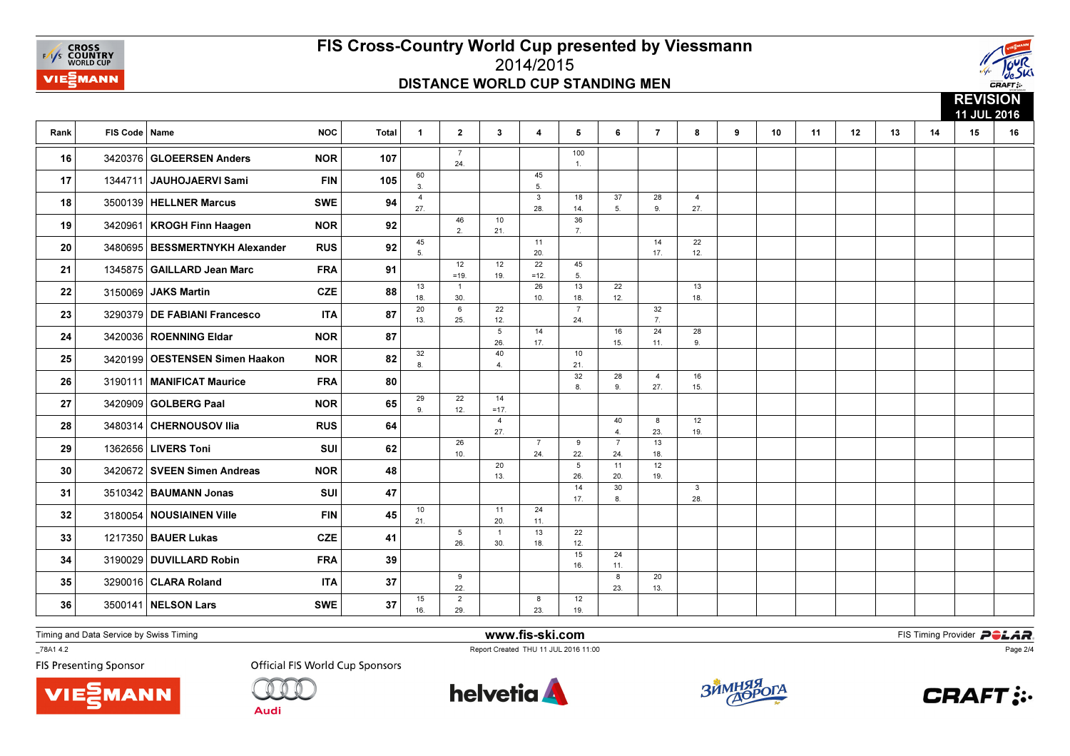# FIS Cross-Country World Cup presented by Viessmann

## 2014/2015

## DISTANCE WORLD CUP STANDING MEN

**REVISION 11 JUL 2016**

| Rank | FIS Code | Name | NOC | Total | 1 | 2 | 3 | 4 | 5 | 6 | 7 | 8 | 9 | 10 | 11 | 12 | 13 | 14 | 15 | 16 |
|---|---|---|---|---|---|---|---|---|---|---|---|---|---|---|---|---|---|---|---|---|
| 16 | 3420376 | GLOEERSEN Anders | NOR | 107 | | 7 24. | | | 100 1. | | | | | | | | | | | |
| 17 | 1344711 | JAUHOJAERVI Sami | FIN | 105 | 60 3. | | | 45 5. | | | | | | | | | | | | |
| 18 | 3500139 | HELLNER Marcus | SWE | 94 | 4 27. | | | 3 28. | 18 14. | 37 5. | 28 9. | 4 27. | | | | | | | | |
| 19 | 3420961 | KROGH Finn Haagen | NOR | 92 | | 46 2. | 10 21. | | 36 7. | | | | | | | | | | | |
| 20 | 3480695 | BESSMERTNYKH Alexander | RUS | 92 | 45 5. | | | 11 20. | | | 14 17. | 22 12. | | | | | | | | |
| 21 | 1345875 | GAILLARD Jean Marc | FRA | 91 | | 12 =19. | 12 19. | 22 =12. | 45 5. | | | | | | | | | | | |
| 22 | 3150069 | JAKS Martin | CZE | 88 | 13 18. | 1 30. | | 26 10. | 13 18. | 22 12. | | 13 18. | | | | | | | | |
| 23 | 3290379 | DE FABIANI Francesco | ITA | 87 | 20 13. | 6 25. | 22 12. | | 7 24. | | 32 7. | | | | | | | | | |
| 24 | 3420036 | ROENNING Eldar | NOR | 87 | | | 5 26. | 14 17. | | 16 15. | 24 11. | 28 9. | | | | | | | | |
| 25 | 3420199 | OESTENSEN Simen Haakon | NOR | 82 | 32 8. | | 40 4. | | 10 21. | | | | | | | | | | | |
| 26 | 3190111 | MANIFICAT Maurice | FRA | 80 | | | | | 32 8. | 28 9. | 4 27. | 16 15. | | | | | | | | |
| 27 | 3420909 | GOLBERG Paal | NOR | 65 | 29 9. | 22 12. | 14 =17. | | | | | | | | | | | | | |
| 28 | 3480314 | CHERNOUSOV Ilia | RUS | 64 | | | 4 27. | | | 40 4. | 8 23. | 12 19. | | | | | | | | |
| 29 | 1362656 | LIVERS Toni | SUI | 62 | | 26 10. | | 7 24. | 9 22. | 7 24. | 13 18. | | | | | | | | | |
| 30 | 3420672 | SVEEN Simen Andreas | NOR | 48 | | | 20 13. | | 5 26. | 11 20. | 12 19. | | | | | | | | | |
| 31 | 3510342 | BAUMANN Jonas | SUI | 47 | | | | | 14 17. | 30 8. | | 3 28. | | | | | | | | |
| 32 | 3180054 | NOUSIAINEN Ville | FIN | 45 | 10 21. | | 11 20. | 24 11. | | | | | | | | | | | | |
| 33 | 1217350 | BAUER Lukas | CZE | 41 | | 5 26. | 1 30. | 13 18. | 22 12. | | | | | | | | | | | |
| 34 | 3190029 | DUVILLARD Robin | FRA | 39 | | | | | 15 16. | 24 11. | | | | | | | | | | |
| 35 | 3290016 | CLARA Roland | ITA | 37 | | 9 22. | | | | 8 23. | 20 13. | | | | | | | | | |
| 36 | 3500141 | NELSON Lars | SWE | 37 | 15 16. | 2 29. | | 8 23. | 12 19. | | | | | | | | | | | |

Timing and Data Service by Swiss Timing — www.fis-ski.com — FIS Timing Provider POLAR

_78A1 4.2 — Report Created THU 11 JUL 2016 11:00

FIS Presenting Sponsor — Official FIS World Cup Sponsors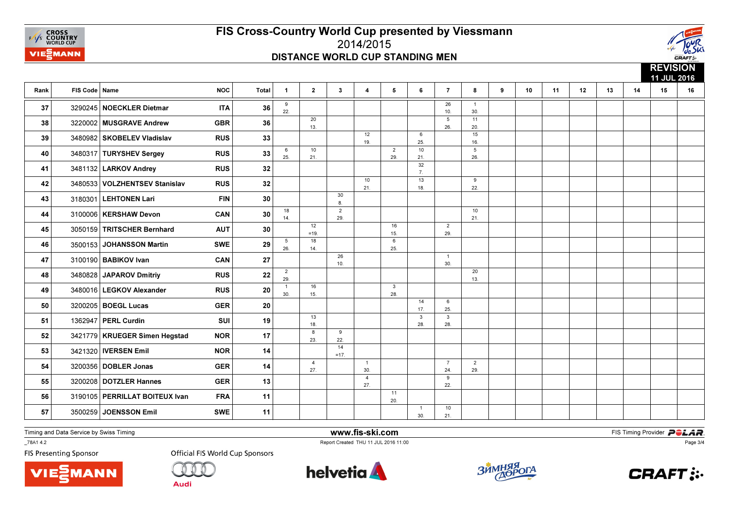# FIS Cross-Country World Cup presented by Viessmann

2014/2015

## DISTANCE WORLD CUP STANDING MEN

REVISION 11 JUL 2016

| Rank | FIS Code | Name | NOC | Total | 1 | 2 | 3 | 4 | 5 | 6 | 7 | 8 | 9 | 10 | 11 | 12 | 13 | 14 | 15 | 16 |
|---|---|---|---|---|---|---|---|---|---|---|---|---|---|---|---|---|---|---|---|---|
| 37 | 3290245 | NOECKLER Dietmar | ITA | 36 | 9 22. | | | | | | 26 10. | 1 30. | | | | | | | | |
| 38 | 3220002 | MUSGRAVE Andrew | GBR | 36 | | 20 13. | | | | | 5 26. | 11 20. | | | | | | | | |
| 39 | 3480982 | SKOBELEV Vladislav | RUS | 33 | | | | 12 19. | | 6 25. | | 15 16. | | | | | | | | |
| 40 | 3480317 | TURYSHEV Sergey | RUS | 33 | 6 25. | 10 21. | | | 2 29. | 10 21. | | 5 26. | | | | | | | | |
| 41 | 3481132 | LARKOV Andrey | RUS | 32 | | | | | | 32 7. | | | | | | | | | | |
| 42 | 3480533 | VOLZHENTSEV Stanislav | RUS | 32 | | | | 10 21. | | 13 18. | | 9 22. | | | | | | | | |
| 43 | 3180301 | LEHTONEN Lari | FIN | 30 | | | 30 8. | | | | | | | | | | | | | |
| 44 | 3100006 | KERSHAW Devon | CAN | 30 | 18 14. | | 2 29. | | | | | 10 21. | | | | | | | | |
| 45 | 3050159 | TRITSCHER Bernhard | AUT | 30 | | 12 =19. | | | 16 15. | | 2 29. | | | | | | | | | |
| 46 | 3500153 | JOHANSSON Martin | SWE | 29 | 5 26. | 18 14. | | | 6 25. | | | | | | | | | | | |
| 47 | 3100190 | BABIKOV Ivan | CAN | 27 | | | 26 10. | | | | 1 30. | | | | | | | | | |
| 48 | 3480828 | JAPAROV Dmitriy | RUS | 22 | 2 29. | | | | | | | 20 13. | | | | | | | | |
| 49 | 3480016 | LEGKOV Alexander | RUS | 20 | 1 30. | 16 15. | | | 3 28. | | | | | | | | | | | |
| 50 | 3200205 | BOEGL Lucas | GER | 20 | | | | | | 14 17. | 6 25. | | | | | | | | | |
| 51 | 1362947 | PERL Curdin | SUI | 19 | | 13 18. | | | | 3 28. | 3 28. | | | | | | | | | |
| 52 | 3421779 | KRUEGER Simen Hegstad | NOR | 17 | | 8 23. | 9 22. | | | | | | | | | | | | | |
| 53 | 3421320 | IVERSEN Emil | NOR | 14 | | | 14 =17. | | | | | | | | | | | | | |
| 54 | 3200356 | DOBLER Jonas | GER | 14 | | 4 27. | | 1 30. | | | 7 24. | 2 29. | | | | | | | | |
| 55 | 3200208 | DOTZLER Hannes | GER | 13 | | | | 4 27. | | | 9 22. | | | | | | | | | |
| 56 | 3190105 | PERRILLAT BOITEUX Ivan | FRA | 11 | | | | | 11 20. | | | | | | | | | | | |
| 57 | 3500259 | JOENSSON Emil | SWE | 11 | | | | | | 1 30. | 10 21. | | | | | | | | | |

Timing and Data Service by Swiss Timing

www.fis-ski.com

FIS Timing Provider POLAR

_78A1 4.2

Report Created THU 11 JUL 2016 11:00

FIS Presenting Sponsor

Official FIS World Cup Sponsors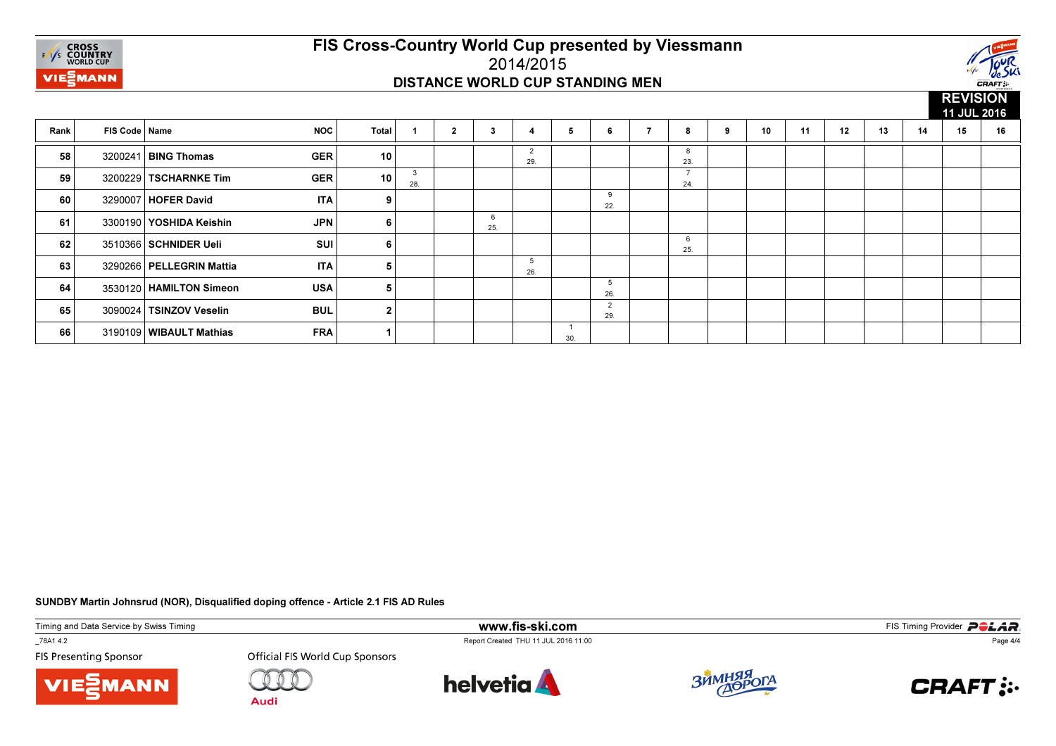# FIS Cross-Country World Cup presented by Viessmann

## 2014/2015

## DISTANCE WORLD CUP STANDING MEN

**REVISION 11 JUL 2016**

| Rank | FIS Code | Name | NOC | Total | 1 | 2 | 3 | 4 | 5 | 6 | 7 | 8 | 9 | 10 | 11 | 12 | 13 | 14 | 15 | 16 |
|---|---|---|---|---|---|---|---|---|---|---|---|---|---|---|---|---|---|---|---|---|
| 58 | 3200241 | **BING Thomas** | GER | 10 | | | | 2 29. | | | | 8 23. | | | | | | | | |
| 59 | 3200229 | **TSCHARNKE Tim** | GER | 10 | 3 28. | | | | | | | 7 24. | | | | | | | | |
| 60 | 3290007 | **HOFER David** | ITA | 9 | | | | | | 9 22. | | | | | | | | | | |
| 61 | 3300190 | **YOSHIDA Keishin** | JPN | 6 | | | 6 25. | | | | | | | | | | | | | |
| 62 | 3510366 | **SCHNIDER Ueli** | SUI | 6 | | | | | | | | 6 25. | | | | | | | | |
| 63 | 3290266 | **PELLEGRIN Mattia** | ITA | 5 | | | | 5 26. | | | | | | | | | | | | |
| 64 | 3530120 | **HAMILTON Simeon** | USA | 5 | | | | | | 5 26. | | | | | | | | | | |
| 65 | 3090024 | **TSINZOV Veselin** | BUL | 2 | | | | | | 2 29. | | | | | | | | | | |
| 66 | 3190109 | **WIBAULT Mathias** | FRA | 1 | | | | | 1 30. | | | | | | | | | | | |

**SUNDBY Martin Johnsrud (NOR), Disqualified doping offence - Article 2.1 FIS AD Rules**

Timing and Data Service by Swiss Timing

www.fis-ski.com

FIS Timing Provider POLAR

_78A1 4.2

Report Created THU 11 JUL 2016 11:00

FIS Presenting Sponsor

Official FIS World Cup Sponsors